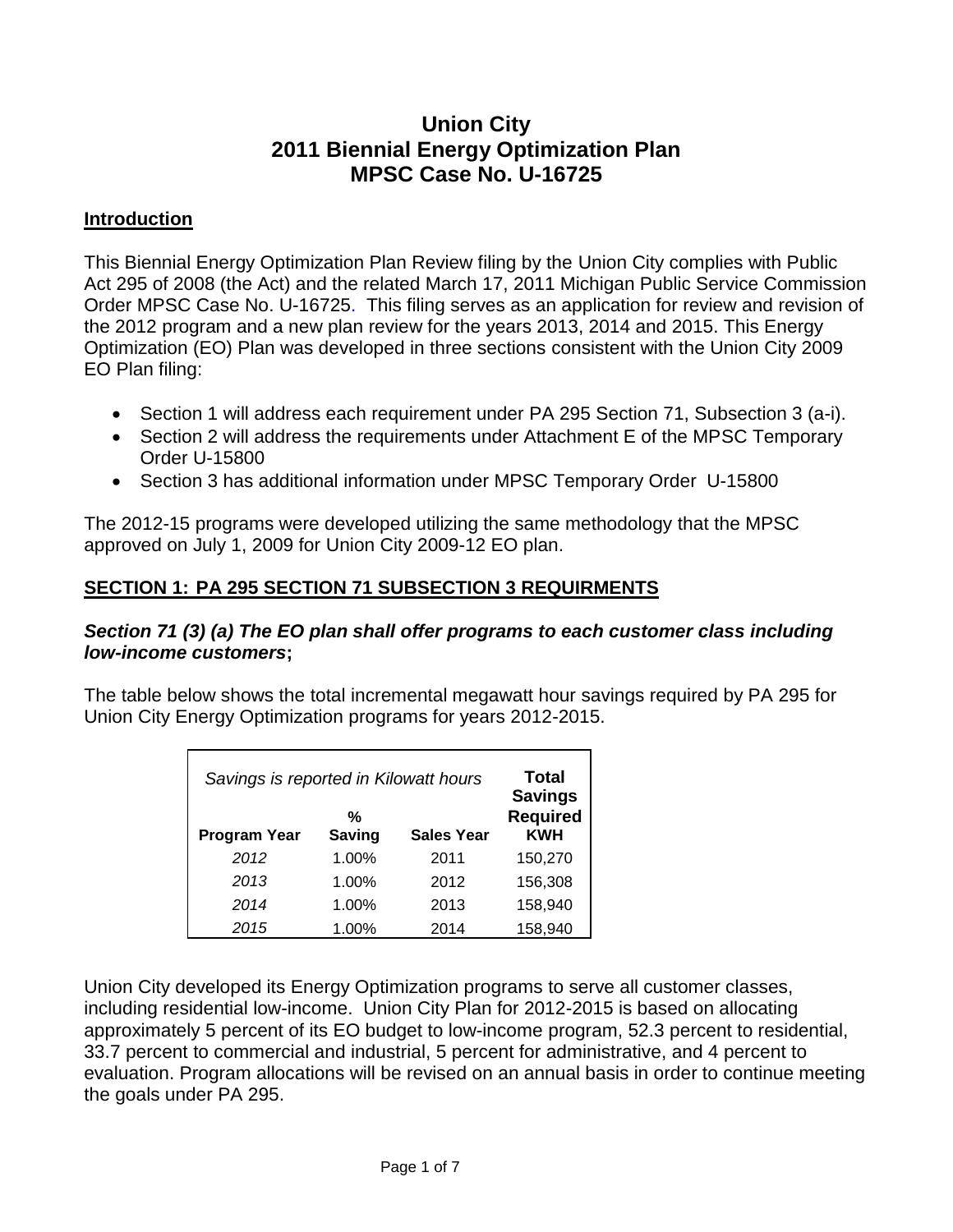# Union City
# 2011 Biennial Energy Optimization Plan
# MPSC Case No. U-16725

## Introduction

This Biennial Energy Optimization Plan Review filing by the Union City complies with Public Act 295 of 2008 (the Act) and the related March 17, 2011 Michigan Public Service Commission Order MPSC Case No. U-16725. This filing serves as an application for review and revision of the 2012 program and a new plan review for the years 2013, 2014 and 2015. This Energy Optimization (EO) Plan was developed in three sections consistent with the Union City 2009 EO Plan filing:

- Section 1 will address each requirement under PA 295 Section 71, Subsection 3 (a-i).
- Section 2 will address the requirements under Attachment E of the MPSC Temporary Order U-15800
- Section 3 has additional information under MPSC Temporary Order U-15800

The 2012-15 programs were developed utilizing the same methodology that the MPSC approved on July 1, 2009 for Union City 2009-12 EO plan.

## SECTION 1: PA 295 SECTION 71 SUBSECTION 3 REQUIRMENTS

### *Section 71 (3) (a) The EO plan shall offer programs to each customer class including low-income customers*;

The table below shows the total incremental megawatt hour savings required by PA 295 for Union City Energy Optimization programs for years 2012-2015.

| *Savings is reported in Kilowatt hours* | | | **Total Savings** |
|---|---|---|---|
| **Program Year** | **% Saving** | **Sales Year** | **Required KWH** |
| *2012* | 1.00% | 2011 | 150,270 |
| *2013* | 1.00% | 2012 | 156,308 |
| *2014* | 1.00% | 2013 | 158,940 |
| *2015* | 1.00% | 2014 | 158,940 |

Union City developed its Energy Optimization programs to serve all customer classes, including residential low-income. Union City Plan for 2012-2015 is based on allocating approximately 5 percent of its EO budget to low-income program, 52.3 percent to residential, 33.7 percent to commercial and industrial, 5 percent for administrative, and 4 percent to evaluation. Program allocations will be revised on an annual basis in order to continue meeting the goals under PA 295.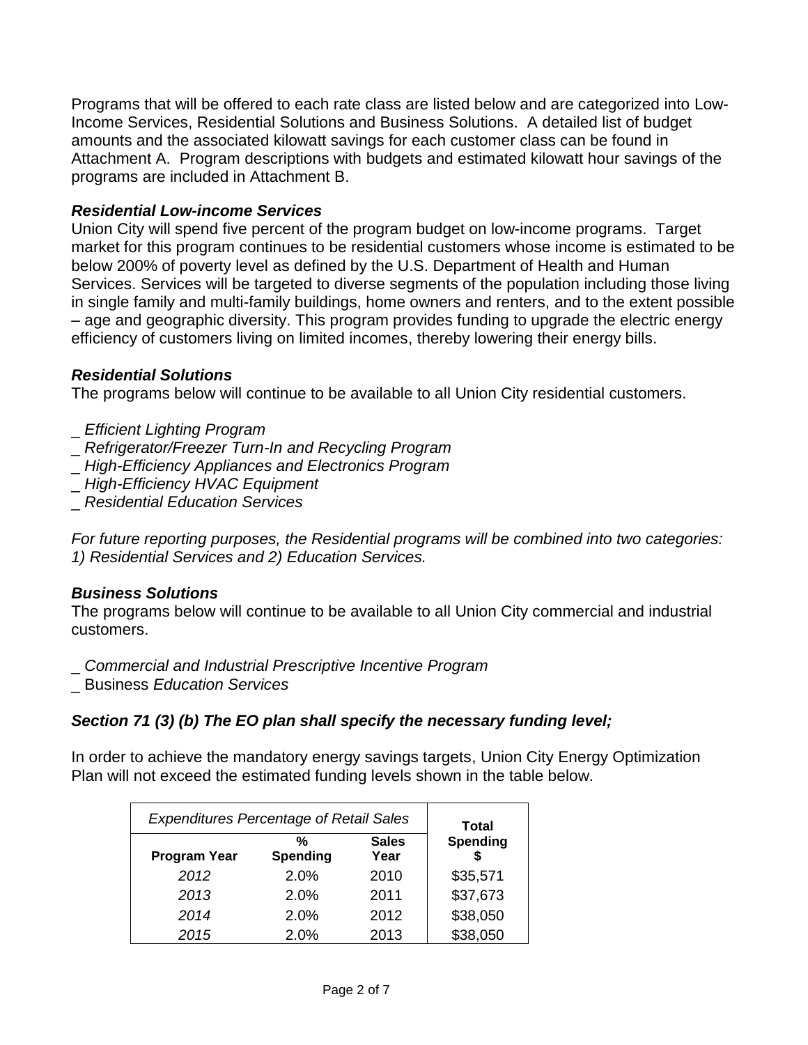Programs that will be offered to each rate class are listed below and are categorized into Low-Income Services, Residential Solutions and Business Solutions. A detailed list of budget amounts and the associated kilowatt savings for each customer class can be found in Attachment A. Program descriptions with budgets and estimated kilowatt hour savings of the programs are included in Attachment B.

***Residential Low-income Services***

Union City will spend five percent of the program budget on low-income programs. Target market for this program continues to be residential customers whose income is estimated to be below 200% of poverty level as defined by the U.S. Department of Health and Human Services. Services will be targeted to diverse segments of the population including those living in single family and multi-family buildings, home owners and renters, and to the extent possible – age and geographic diversity. This program provides funding to upgrade the electric energy efficiency of customers living on limited incomes, thereby lowering their energy bills.

***Residential Solutions***

The programs below will continue to be available to all Union City residential customers.

_ *Efficient Lighting Program*
_ *Refrigerator/Freezer Turn-In and Recycling Program*
_ *High-Efficiency Appliances and Electronics Program*
_ *High-Efficiency HVAC Equipment*
_ *Residential Education Services*

*For future reporting purposes, the Residential programs will be combined into two categories: 1) Residential Services and 2) Education Services.*

***Business Solutions***

The programs below will continue to be available to all Union City commercial and industrial customers.

_ *Commercial and Industrial Prescriptive Incentive Program*
_ Business *Education Services*

***Section 71 (3) (b) The EO plan shall specify the necessary funding level;***

In order to achieve the mandatory energy savings targets, Union City Energy Optimization Plan will not exceed the estimated funding levels shown in the table below.

| *Expenditures Percentage of Retail Sales* | | | Total Spending $ |
|---|---|---|---|
| **Program Year** | **% Spending** | **Sales Year** | |
| *2012* | 2.0% | 2010 | $35,571 |
| *2013* | 2.0% | 2011 | $37,673 |
| *2014* | 2.0% | 2012 | $38,050 |
| *2015* | 2.0% | 2013 | $38,050 |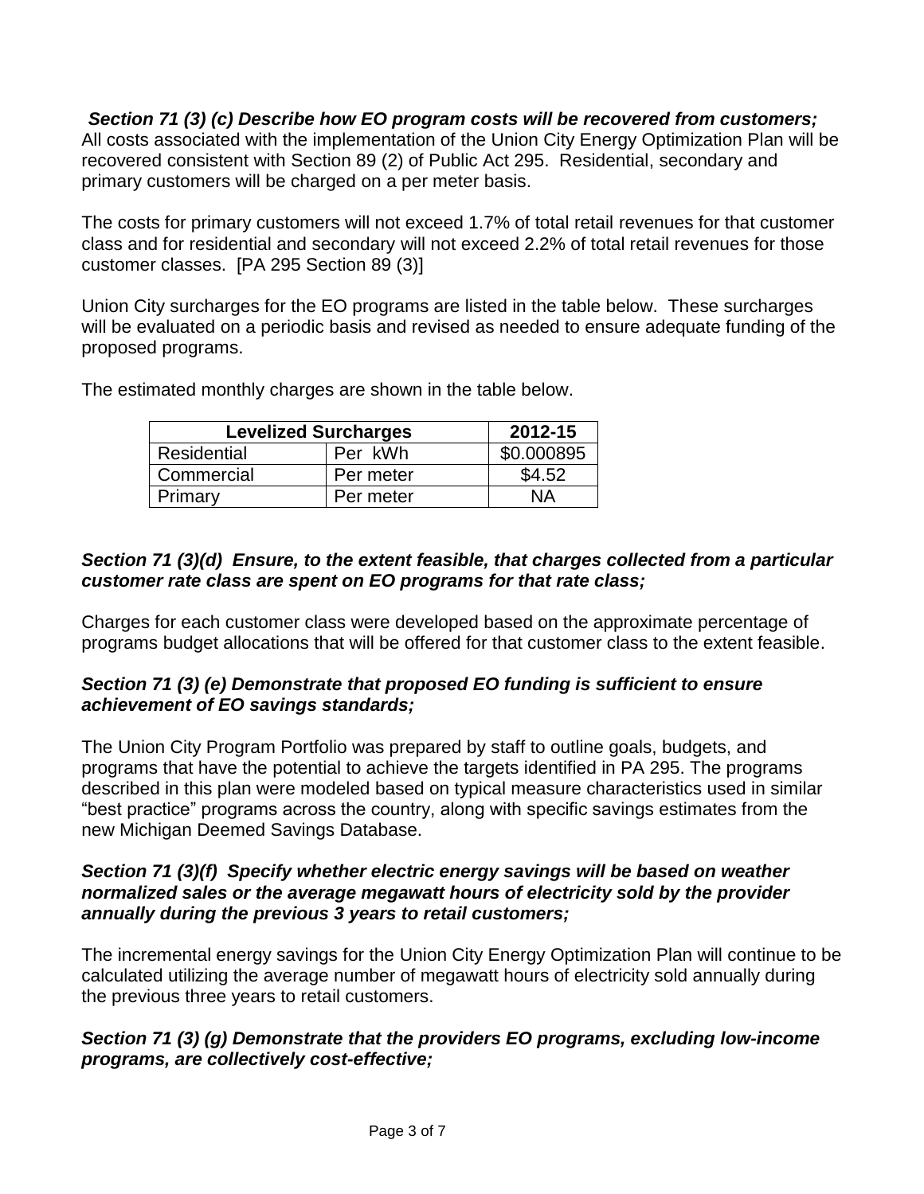***Section 71 (3) (c) Describe how EO program costs will be recovered from customers;***
All costs associated with the implementation of the Union City Energy Optimization Plan will be recovered consistent with Section 89 (2) of Public Act 295. Residential, secondary and primary customers will be charged on a per meter basis.

The costs for primary customers will not exceed 1.7% of total retail revenues for that customer class and for residential and secondary will not exceed 2.2% of total retail revenues for those customer classes. [PA 295 Section 89 (3)]

Union City surcharges for the EO programs are listed in the table below. These surcharges will be evaluated on a periodic basis and revised as needed to ensure adequate funding of the proposed programs.

The estimated monthly charges are shown in the table below.

| Levelized Surcharges | | 2012-15 |
|---|---|---|
| Residential | Per kWh | \$0.000895 |
| Commercial | Per meter | \$4.52 |
| Primary | Per meter | NA |

***Section 71 (3)(d) Ensure, to the extent feasible, that charges collected from a particular customer rate class are spent on EO programs for that rate class;***

Charges for each customer class were developed based on the approximate percentage of programs budget allocations that will be offered for that customer class to the extent feasible.

***Section 71 (3) (e) Demonstrate that proposed EO funding is sufficient to ensure achievement of EO savings standards;***

The Union City Program Portfolio was prepared by staff to outline goals, budgets, and programs that have the potential to achieve the targets identified in PA 295. The programs described in this plan were modeled based on typical measure characteristics used in similar "best practice" programs across the country, along with specific savings estimates from the new Michigan Deemed Savings Database.

***Section 71 (3)(f) Specify whether electric energy savings will be based on weather normalized sales or the average megawatt hours of electricity sold by the provider annually during the previous 3 years to retail customers;***

The incremental energy savings for the Union City Energy Optimization Plan will continue to be calculated utilizing the average number of megawatt hours of electricity sold annually during the previous three years to retail customers.

***Section 71 (3) (g) Demonstrate that the providers EO programs, excluding low-income programs, are collectively cost-effective;***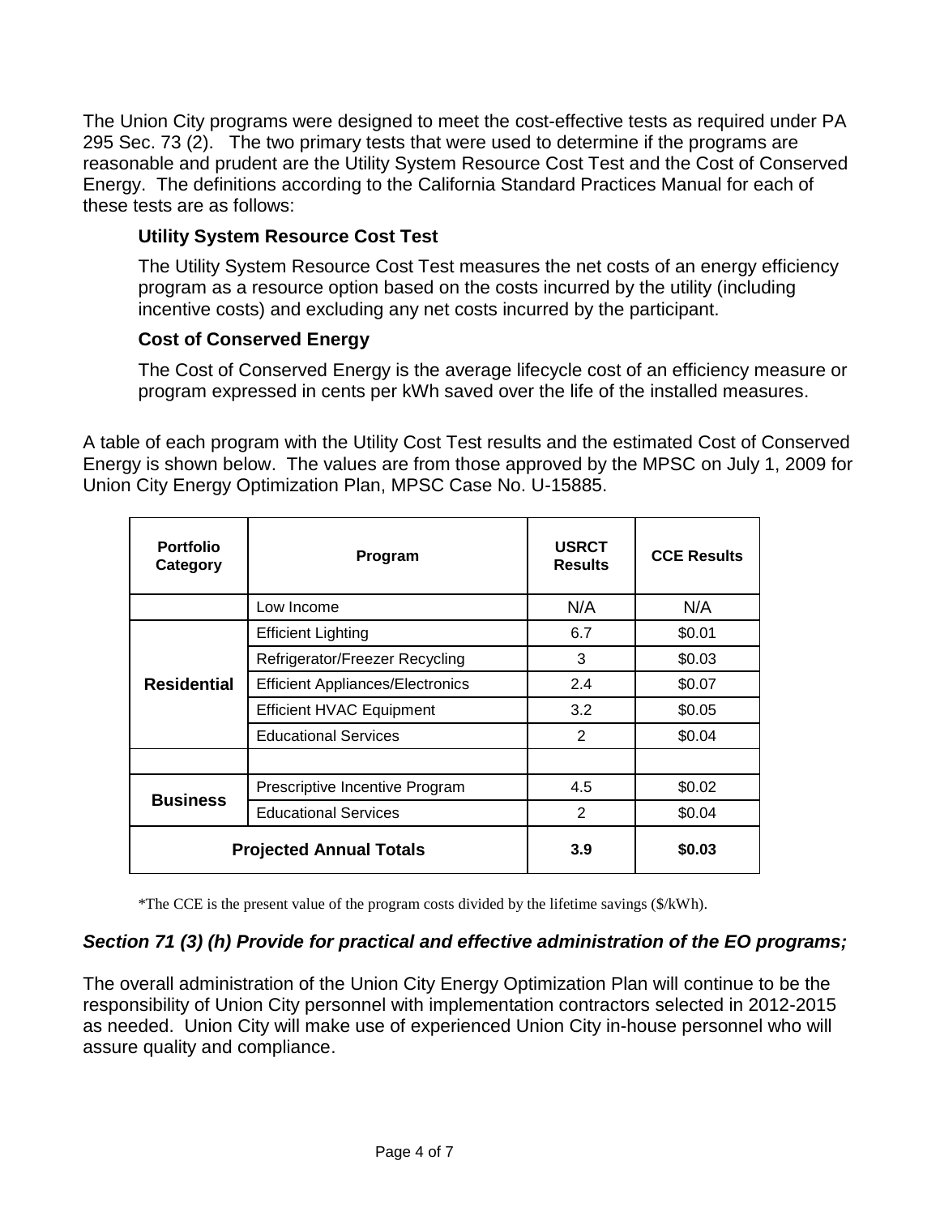The Union City programs were designed to meet the cost-effective tests as required under PA 295 Sec. 73 (2). The two primary tests that were used to determine if the programs are reasonable and prudent are the Utility System Resource Cost Test and the Cost of Conserved Energy. The definitions according to the California Standard Practices Manual for each of these tests are as follows:

**Utility System Resource Cost Test**

The Utility System Resource Cost Test measures the net costs of an energy efficiency program as a resource option based on the costs incurred by the utility (including incentive costs) and excluding any net costs incurred by the participant.

**Cost of Conserved Energy**

The Cost of Conserved Energy is the average lifecycle cost of an efficiency measure or program expressed in cents per kWh saved over the life of the installed measures.

A table of each program with the Utility Cost Test results and the estimated Cost of Conserved Energy is shown below. The values are from those approved by the MPSC on July 1, 2009 for Union City Energy Optimization Plan, MPSC Case No. U-15885.

| Portfolio Category | Program | USRCT Results | CCE Results |
|---|---|---|---|
| | Low Income | N/A | N/A |
| **Residential** | Efficient Lighting | 6.7 | $0.01 |
| | Refrigerator/Freezer Recycling | 3 | $0.03 |
| | Efficient Appliances/Electronics | 2.4 | $0.07 |
| | Efficient HVAC Equipment | 3.2 | $0.05 |
| | Educational Services | 2 | $0.04 |
| | | | |
| **Business** | Prescriptive Incentive Program | 4.5 | $0.02 |
| | Educational Services | 2 | $0.04 |
| **Projected Annual Totals** | | **3.9** | **$0.03** |

*The CCE is the present value of the program costs divided by the lifetime savings ($/kWh).

### *Section 71 (3) (h) Provide for practical and effective administration of the EO programs;*

The overall administration of the Union City Energy Optimization Plan will continue to be the responsibility of Union City personnel with implementation contractors selected in 2012-2015 as needed. Union City will make use of experienced Union City in-house personnel who will assure quality and compliance.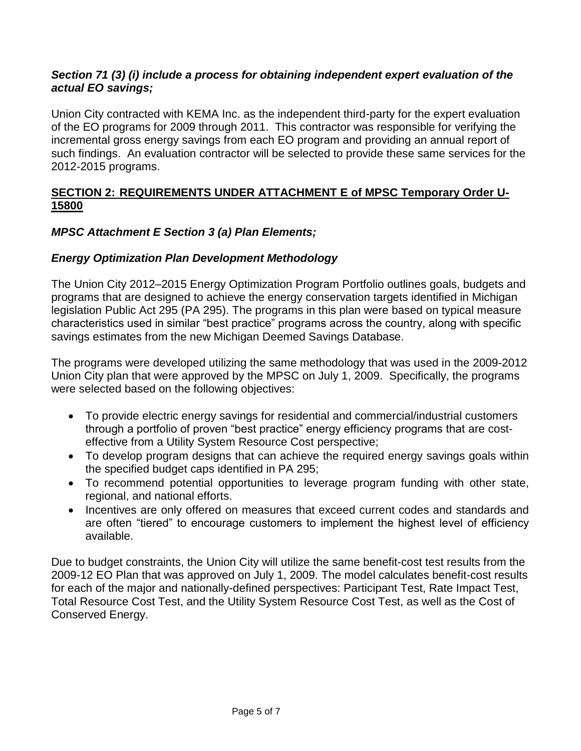***Section 71 (3) (i) include a process for obtaining independent expert evaluation of the actual EO savings;***

Union City contracted with KEMA Inc. as the independent third-party for the expert evaluation of the EO programs for 2009 through 2011. This contractor was responsible for verifying the incremental gross energy savings from each EO program and providing an annual report of such findings. An evaluation contractor will be selected to provide these same services for the 2012-2015 programs.

## SECTION 2: REQUIREMENTS UNDER ATTACHMENT E of MPSC Temporary Order U-15800

***MPSC Attachment E Section 3 (a) Plan Elements;***

***Energy Optimization Plan Development Methodology***

The Union City 2012–2015 Energy Optimization Program Portfolio outlines goals, budgets and programs that are designed to achieve the energy conservation targets identified in Michigan legislation Public Act 295 (PA 295). The programs in this plan were based on typical measure characteristics used in similar "best practice" programs across the country, along with specific savings estimates from the new Michigan Deemed Savings Database.

The programs were developed utilizing the same methodology that was used in the 2009-2012 Union City plan that were approved by the MPSC on July 1, 2009. Specifically, the programs were selected based on the following objectives:

- To provide electric energy savings for residential and commercial/industrial customers through a portfolio of proven "best practice" energy efficiency programs that are cost-effective from a Utility System Resource Cost perspective;
- To develop program designs that can achieve the required energy savings goals within the specified budget caps identified in PA 295;
- To recommend potential opportunities to leverage program funding with other state, regional, and national efforts.
- Incentives are only offered on measures that exceed current codes and standards and are often "tiered" to encourage customers to implement the highest level of efficiency available.

Due to budget constraints, the Union City will utilize the same benefit-cost test results from the 2009-12 EO Plan that was approved on July 1, 2009. The model calculates benefit-cost results for each of the major and nationally-defined perspectives: Participant Test, Rate Impact Test, Total Resource Cost Test, and the Utility System Resource Cost Test, as well as the Cost of Conserved Energy.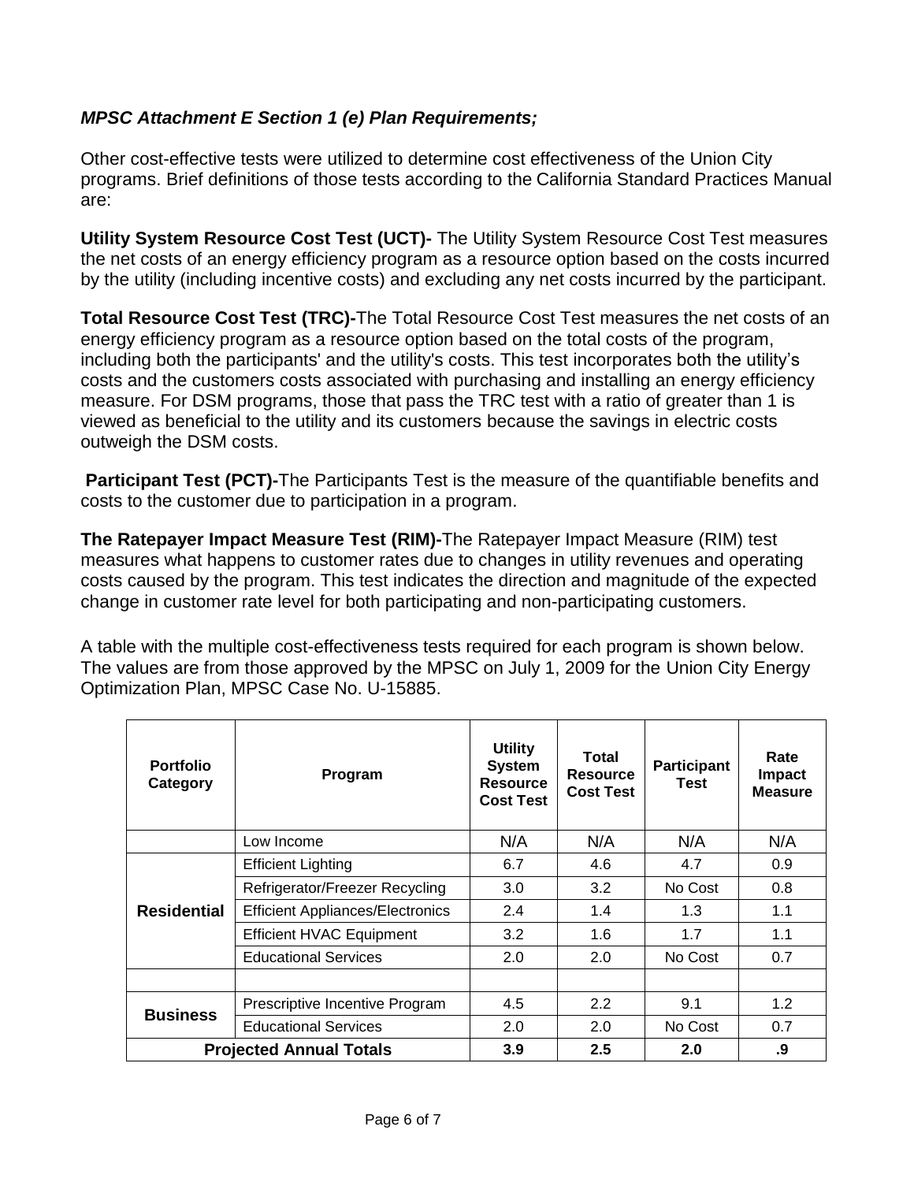***MPSC Attachment E Section 1 (e) Plan Requirements;***

Other cost-effective tests were utilized to determine cost effectiveness of the Union City programs. Brief definitions of those tests according to the California Standard Practices Manual are:

**Utility System Resource Cost Test (UCT)-** The Utility System Resource Cost Test measures the net costs of an energy efficiency program as a resource option based on the costs incurred by the utility (including incentive costs) and excluding any net costs incurred by the participant.

**Total Resource Cost Test (TRC)-**The Total Resource Cost Test measures the net costs of an energy efficiency program as a resource option based on the total costs of the program, including both the participants' and the utility's costs. This test incorporates both the utility's costs and the customers costs associated with purchasing and installing an energy efficiency measure. For DSM programs, those that pass the TRC test with a ratio of greater than 1 is viewed as beneficial to the utility and its customers because the savings in electric costs outweigh the DSM costs.

**Participant Test (PCT)-**The Participants Test is the measure of the quantifiable benefits and costs to the customer due to participation in a program.

**The Ratepayer Impact Measure Test (RIM)-**The Ratepayer Impact Measure (RIM) test measures what happens to customer rates due to changes in utility revenues and operating costs caused by the program. This test indicates the direction and magnitude of the expected change in customer rate level for both participating and non-participating customers.

A table with the multiple cost-effectiveness tests required for each program is shown below. The values are from those approved by the MPSC on July 1, 2009 for the Union City Energy Optimization Plan, MPSC Case No. U-15885.

| Portfolio Category | Program | Utility System Resource Cost Test | Total Resource Cost Test | Participant Test | Rate Impact Measure |
|---|---|---|---|---|---|
| | Low Income | N/A | N/A | N/A | N/A |
| Residential | Efficient Lighting | 6.7 | 4.6 | 4.7 | 0.9 |
| | Refrigerator/Freezer Recycling | 3.0 | 3.2 | No Cost | 0.8 |
| | Efficient Appliances/Electronics | 2.4 | 1.4 | 1.3 | 1.1 |
| | Efficient HVAC Equipment | 3.2 | 1.6 | 1.7 | 1.1 |
| | Educational Services | 2.0 | 2.0 | No Cost | 0.7 |
| | | | | | |
| Business | Prescriptive Incentive Program | 4.5 | 2.2 | 9.1 | 1.2 |
| | Educational Services | 2.0 | 2.0 | No Cost | 0.7 |
| **Projected Annual Totals** | | **3.9** | **2.5** | **2.0** | **.9** |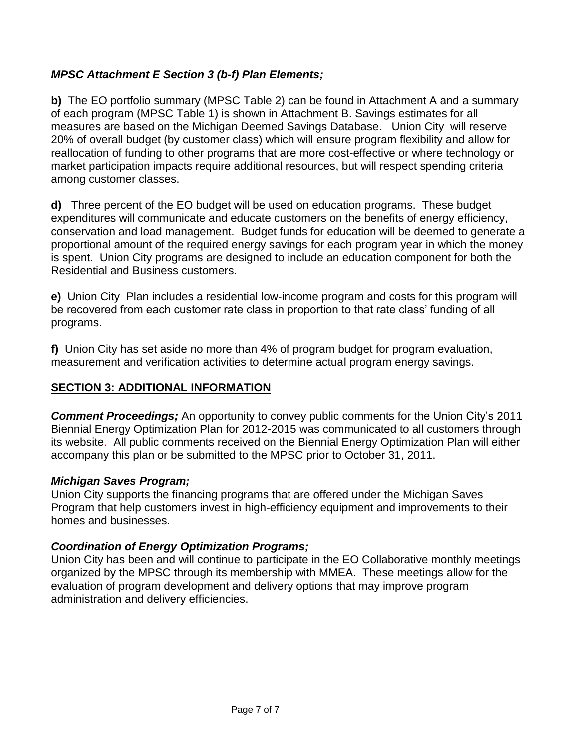### *MPSC Attachment E Section 3 (b-f) Plan Elements;*

**b)** The EO portfolio summary (MPSC Table 2) can be found in Attachment A and a summary of each program (MPSC Table 1) is shown in Attachment B. Savings estimates for all measures are based on the Michigan Deemed Savings Database. Union City will reserve 20% of overall budget (by customer class) which will ensure program flexibility and allow for reallocation of funding to other programs that are more cost-effective or where technology or market participation impacts require additional resources, but will respect spending criteria among customer classes.

**d)** Three percent of the EO budget will be used on education programs. These budget expenditures will communicate and educate customers on the benefits of energy efficiency, conservation and load management. Budget funds for education will be deemed to generate a proportional amount of the required energy savings for each program year in which the money is spent. Union City programs are designed to include an education component for both the Residential and Business customers.

**e)** Union City Plan includes a residential low-income program and costs for this program will be recovered from each customer rate class in proportion to that rate class' funding of all programs.

**f)** Union City has set aside no more than 4% of program budget for program evaluation, measurement and verification activities to determine actual program energy savings.

## SECTION 3: ADDITIONAL INFORMATION

***Comment Proceedings;*** An opportunity to convey public comments for the Union City's 2011 Biennial Energy Optimization Plan for 2012-2015 was communicated to all customers through its website. All public comments received on the Biennial Energy Optimization Plan will either accompany this plan or be submitted to the MPSC prior to October 31, 2011.

### *Michigan Saves Program;*

Union City supports the financing programs that are offered under the Michigan Saves Program that help customers invest in high-efficiency equipment and improvements to their homes and businesses.

### *Coordination of Energy Optimization Programs;*

Union City has been and will continue to participate in the EO Collaborative monthly meetings organized by the MPSC through its membership with MMEA. These meetings allow for the evaluation of program development and delivery options that may improve program administration and delivery efficiencies.